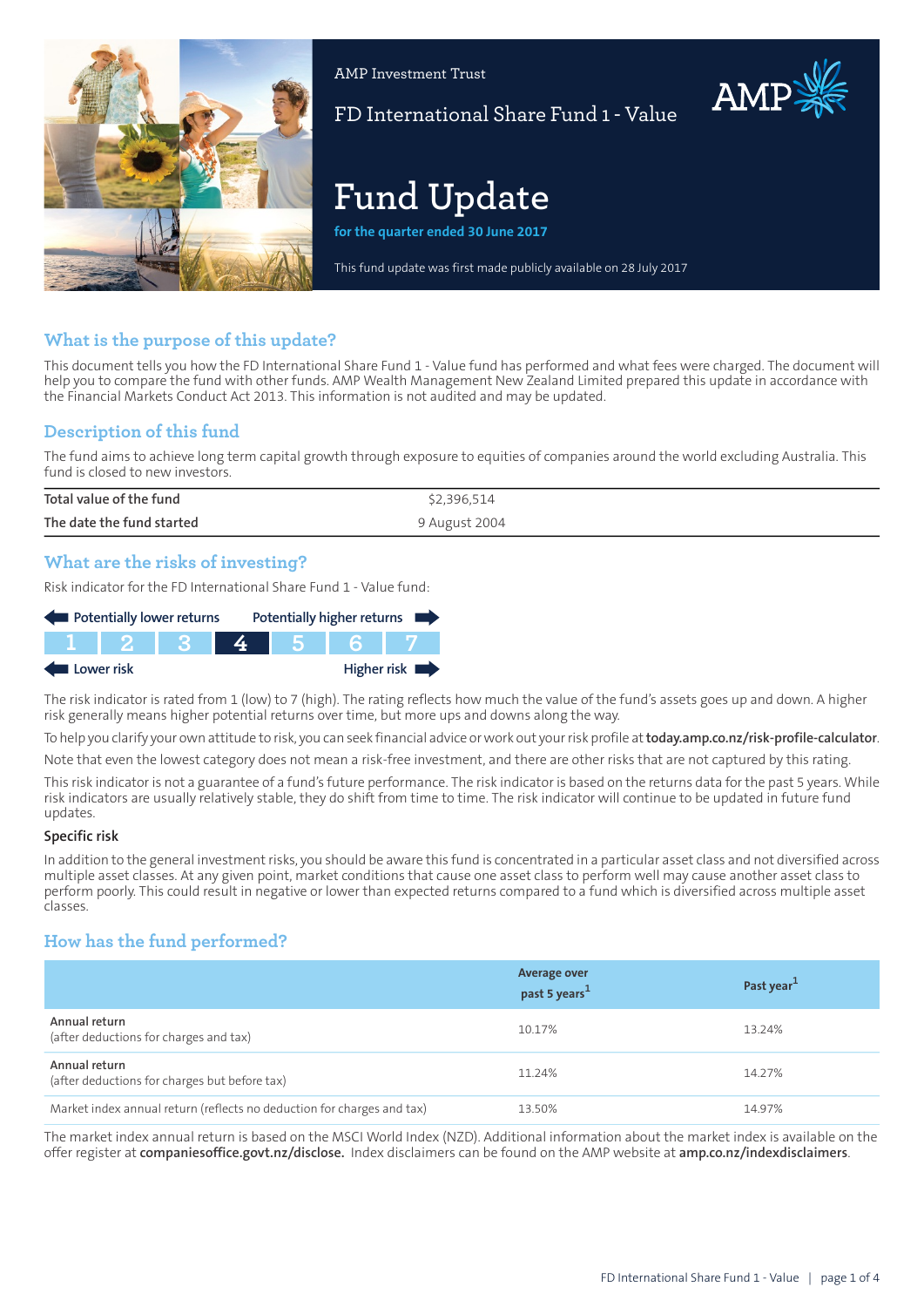AMP Investment Trust

# FD International Share Fund 1 - Value

# Fund Update

**for the quarter ended 30 June 2017**

This fund update was first made publicly available on 28 July 2017

## What is the purpose of this update?

This document tells you how the FD International Share Fund 1 - Value fund has performed and what fees were charged. The document will help you to compare the fund with other funds. AMP Wealth Management New Zealand Limited prepared this update in accordance with the Financial Markets Conduct Act 2013. This information is not audited and may be updated.

## Description of this fund

The fund aims to achieve long term capital growth through exposure to equities of companies around the world excluding Australia. This fund is closed to new investors.

| | |
|---|---|
| Total value of the fund | $2,396,514 |
| The date the fund started | 9 August 2004 |

## What are the risks of investing?

Risk indicator for the FD International Share Fund 1 - Value fund:

Potentially lower returns — Potentially higher returns

| 1 | 2 | 3 | **4** | 5 | 6 | 7 |
|---|---|---|---|---|---|---|

Lower risk — Higher risk

The risk indicator is rated from 1 (low) to 7 (high). The rating reflects how much the value of the fund's assets goes up and down. A higher risk generally means higher potential returns over time, but more ups and downs along the way.

To help you clarify your own attitude to risk, you can seek financial advice or work out your risk profile at **today.amp.co.nz/risk-profile-calculator**.

Note that even the lowest category does not mean a risk-free investment, and there are other risks that are not captured by this rating.

This risk indicator is not a guarantee of a fund's future performance. The risk indicator is based on the returns data for the past 5 years. While risk indicators are usually relatively stable, they do shift from time to time. The risk indicator will continue to be updated in future fund updates.

### Specific risk

In addition to the general investment risks, you should be aware this fund is concentrated in a particular asset class and not diversified across multiple asset classes. At any given point, market conditions that cause one asset class to perform well may cause another asset class to perform poorly. This could result in negative or lower than expected returns compared to a fund which is diversified across multiple asset classes.

## How has the fund performed?

| | Average over past 5 years[1] | Past year[1] |
|---|---|---|
| Annual return (after deductions for charges and tax) | 10.17% | 13.24% |
| Annual return (after deductions for charges but before tax) | 11.24% | 14.27% |
| Market index annual return (reflects no deduction for charges and tax) | 13.50% | 14.97% |

The market index annual return is based on the MSCI World Index (NZD). Additional information about the market index is available on the offer register at **companiesoffice.govt.nz/disclose.** Index disclaimers can be found on the AMP website at **amp.co.nz/indexdisclaimers**.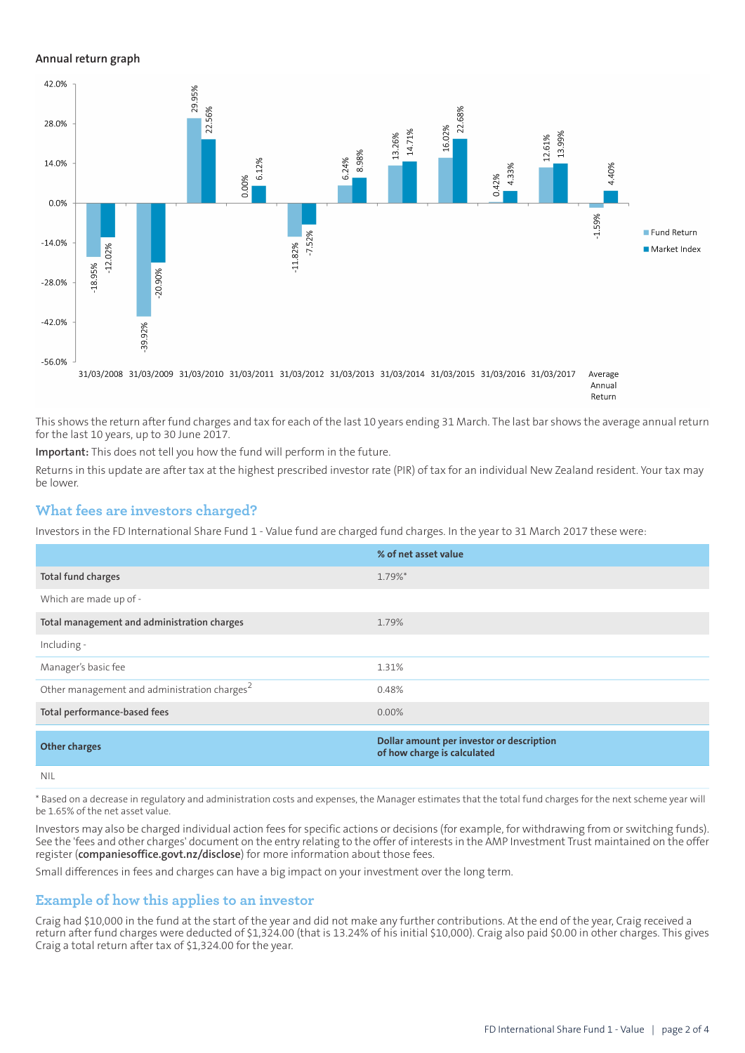### Annual return graph

| Year | Fund Return | Market Index |
|---|---|---|
| 31/03/2008 | -18.95% | -12.02% |
| 31/03/2009 | -39.92% | -20.90% |
| 31/03/2010 | 29.95% | 22.56% |
| 31/03/2011 | 0.00% | 6.12% |
| 31/03/2012 | -11.82% | -7.52% |
| 31/03/2013 | 6.24% | 8.98% |
| 31/03/2014 | 13.26% | 14.71% |
| 31/03/2015 | 16.02% | 22.68% |
| 31/03/2016 | 0.42% | 4.33% |
| 31/03/2017 | 12.61% | 13.99% |
| Average Annual Return | -1.59% | 4.40% |

This shows the return after fund charges and tax for each of the last 10 years ending 31 March. The last bar shows the average annual return for the last 10 years, up to 30 June 2017.

**Important:** This does not tell you how the fund will perform in the future.

Returns in this update are after tax at the highest prescribed investor rate (PIR) of tax for an individual New Zealand resident. Your tax may be lower.

## What fees are investors charged?

Investors in the FD International Share Fund 1 - Value fund are charged fund charges. In the year to 31 March 2017 these were:

| | % of net asset value |
|---|---|
| **Total fund charges** | 1.79%* |
| Which are made up of - | |
| **Total management and administration charges** | 1.79% |
| Including - | |
| Manager's basic fee | 1.31% |
| Other management and administration charges[2] | 0.48% |
| **Total performance-based fees** | 0.00% |

| **Other charges** | **Dollar amount per investor or description of how charge is calculated** |
|---|---|
| NIL | |

* Based on a decrease in regulatory and administration costs and expenses, the Manager estimates that the total fund charges for the next scheme year will be 1.65% of the net asset value.

Investors may also be charged individual action fees for specific actions or decisions (for example, for withdrawing from or switching funds). See the 'fees and other charges' document on the entry relating to the offer of interests in the AMP Investment Trust maintained on the offer register (**companiesoffice.govt.nz/disclose**) for more information about those fees.

Small differences in fees and charges can have a big impact on your investment over the long term.

## Example of how this applies to an investor

Craig had $10,000 in the fund at the start of the year and did not make any further contributions. At the end of the year, Craig received a return after fund charges were deducted of $1,324.00 (that is 13.24% of his initial $10,000). Craig also paid $0.00 in other charges. This gives Craig a total return after tax of $1,324.00 for the year.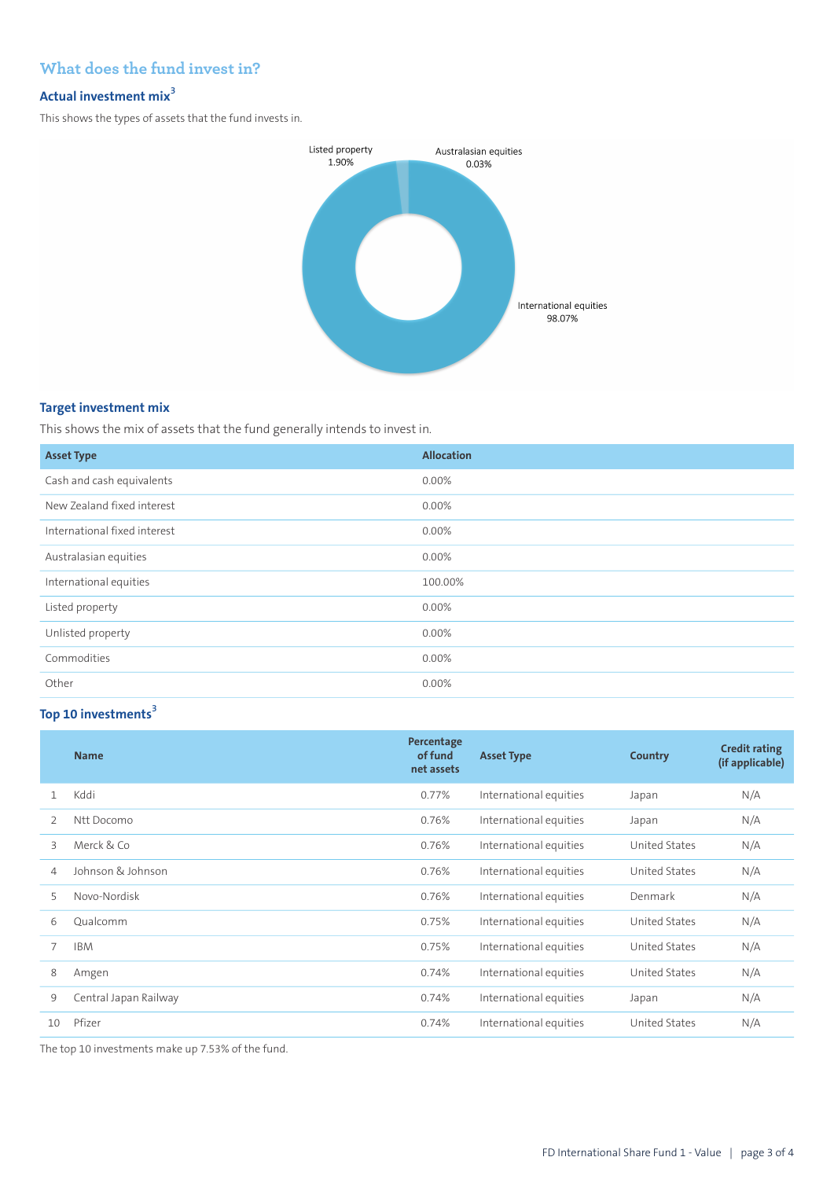## What does the fund invest in?

### Actual investment mix[3]

This shows the types of assets that the fund invests in.

Listed property 1.90%

Australasian equities 0.03%

International equities 98.07%

### Target investment mix

This shows the mix of assets that the fund generally intends to invest in.

| Asset Type | Allocation |
|---|---|
| Cash and cash equivalents | 0.00% |
| New Zealand fixed interest | 0.00% |
| International fixed interest | 0.00% |
| Australasian equities | 0.00% |
| International equities | 100.00% |
| Listed property | 0.00% |
| Unlisted property | 0.00% |
| Commodities | 0.00% |
| Other | 0.00% |

### Top 10 investments[3]

| | Name | Percentage of fund net assets | Asset Type | Country | Credit rating (if applicable) |
|---|---|---|---|---|---|
| 1 | Kddi | 0.77% | International equities | Japan | N/A |
| 2 | Ntt Docomo | 0.76% | International equities | Japan | N/A |
| 3 | Merck & Co | 0.76% | International equities | United States | N/A |
| 4 | Johnson & Johnson | 0.76% | International equities | United States | N/A |
| 5 | Novo-Nordisk | 0.76% | International equities | Denmark | N/A |
| 6 | Qualcomm | 0.75% | International equities | United States | N/A |
| 7 | IBM | 0.75% | International equities | United States | N/A |
| 8 | Amgen | 0.74% | International equities | United States | N/A |
| 9 | Central Japan Railway | 0.74% | International equities | Japan | N/A |
| 10 | Pfizer | 0.74% | International equities | United States | N/A |

The top 10 investments make up 7.53% of the fund.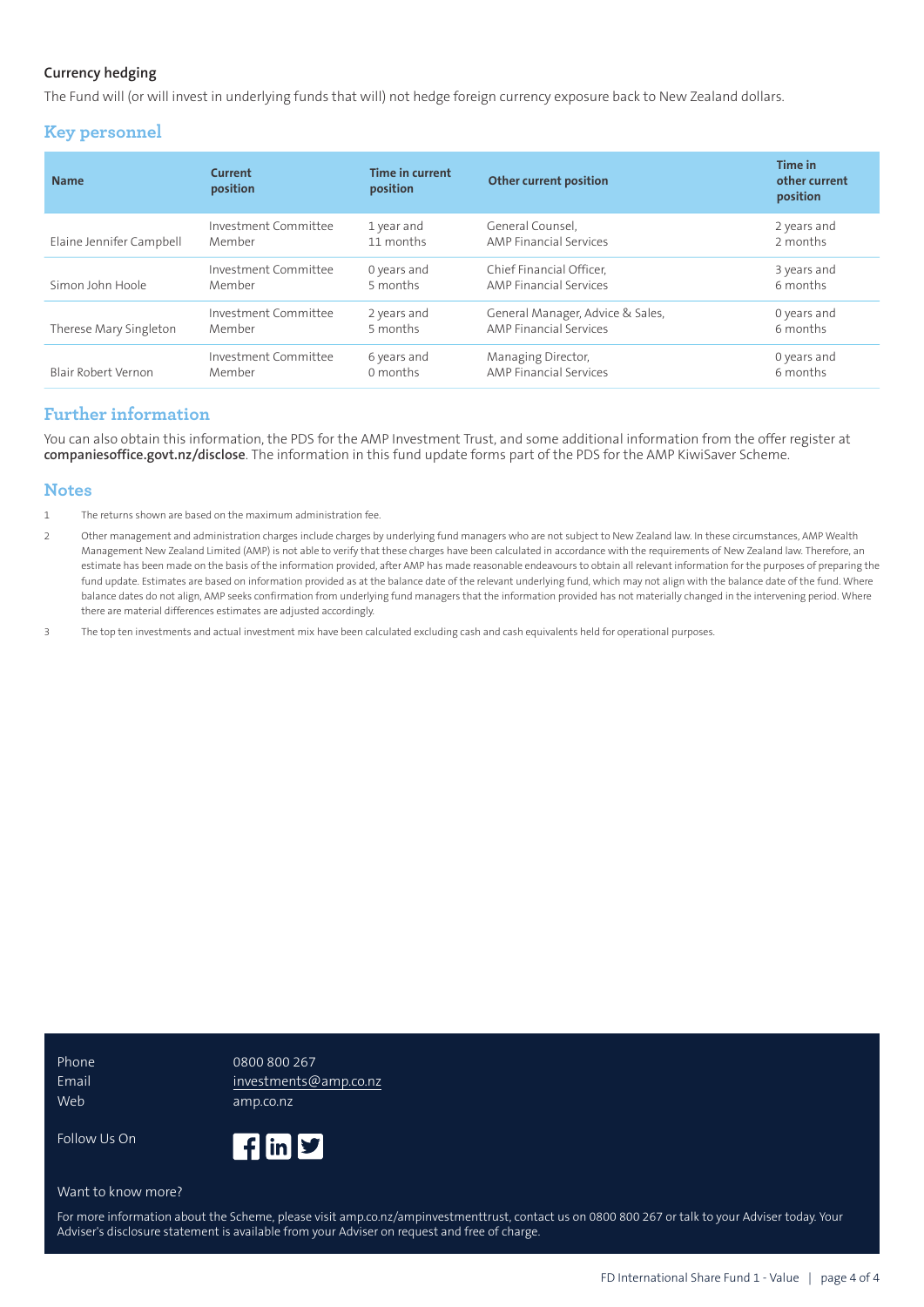**Currency hedging**

The Fund will (or will invest in underlying funds that will) not hedge foreign currency exposure back to New Zealand dollars.

## Key personnel

| Name | Current position | Time in current position | Other current position | Time in other current position |
|---|---|---|---|---|
| Elaine Jennifer Campbell | Investment Committee Member | 1 year and 11 months | General Counsel, AMP Financial Services | 2 years and 2 months |
| Simon John Hoole | Investment Committee Member | 0 years and 5 months | Chief Financial Officer, AMP Financial Services | 3 years and 6 months |
| Therese Mary Singleton | Investment Committee Member | 2 years and 5 months | General Manager, Advice & Sales, AMP Financial Services | 0 years and 6 months |
| Blair Robert Vernon | Investment Committee Member | 6 years and 0 months | Managing Director, AMP Financial Services | 0 years and 6 months |

## Further information

You can also obtain this information, the PDS for the AMP Investment Trust, and some additional information from the offer register at **companiesoffice.govt.nz/disclose**. The information in this fund update forms part of the PDS for the AMP KiwiSaver Scheme.

## Notes

1. The returns shown are based on the maximum administration fee.
2. Other management and administration charges include charges by underlying fund managers who are not subject to New Zealand law. In these circumstances, AMP Wealth Management New Zealand Limited (AMP) is not able to verify that these charges have been calculated in accordance with the requirements of New Zealand law. Therefore, an estimate has been made on the basis of the information provided, after AMP has made reasonable endeavours to obtain all relevant information for the purposes of preparing the fund update. Estimates are based on information provided as at the balance date of the relevant underlying fund, which may not align with the balance date of the fund. Where balance dates do not align, AMP seeks confirmation from underlying fund managers that the information provided has not materially changed in the intervening period. Where there are material differences estimates are adjusted accordingly.
3. The top ten investments and actual investment mix have been calculated excluding cash and cash equivalents held for operational purposes.

Phone 0800 800 267
Email investments@amp.co.nz
Web amp.co.nz

Follow Us On

Want to know more?

For more information about the Scheme, please visit amp.co.nz/ampinvestmenttrust, contact us on 0800 800 267 or talk to your Adviser today. Your Adviser's disclosure statement is available from your Adviser on request and free of charge.